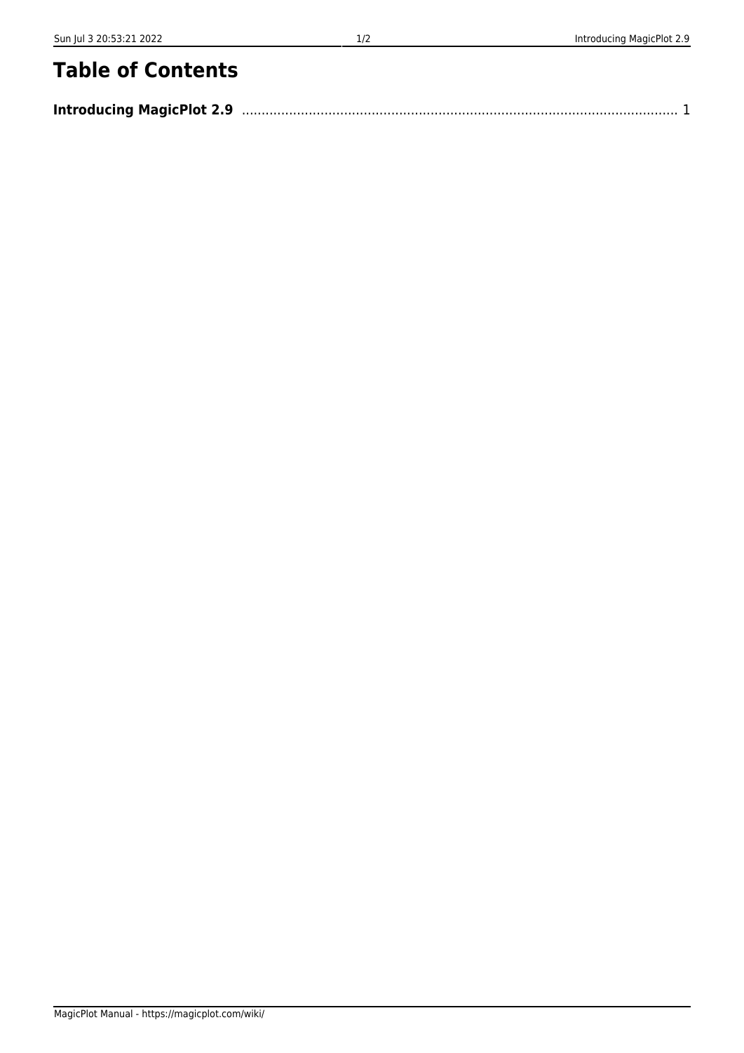# Table of Contents

**Introducing MagicPlot 2.9** ........................................................................................................... 1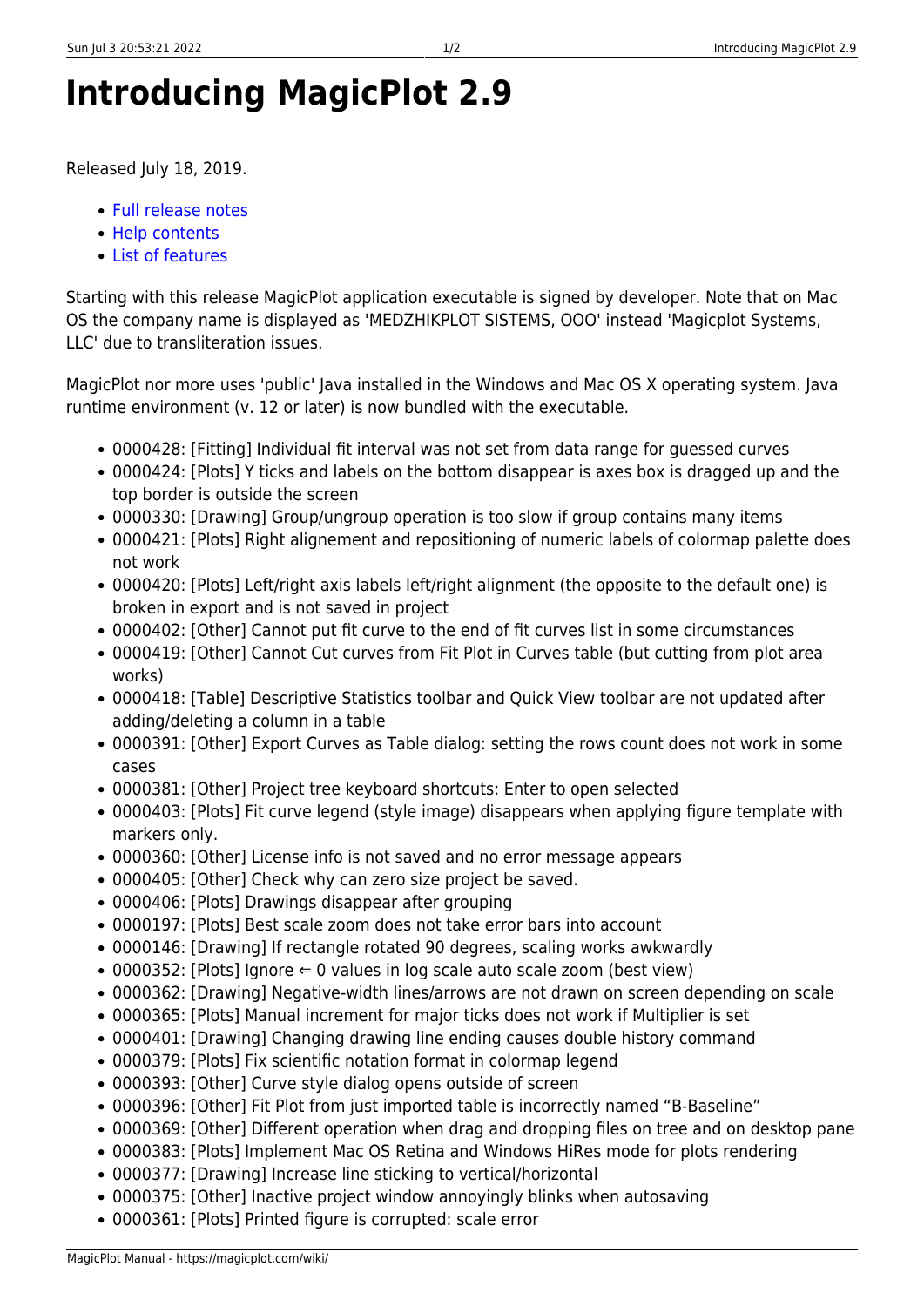# Introducing MagicPlot 2.9

Released July 18, 2019.

- Full release notes
- Help contents
- List of features

Starting with this release MagicPlot application executable is signed by developer. Note that on Mac OS the company name is displayed as 'MEDZHIKPLOT SISTEMS, OOO' instead 'Magicplot Systems, LLC' due to transliteration issues.

MagicPlot nor more uses 'public' Java installed in the Windows and Mac OS X operating system. Java runtime environment (v. 12 or later) is now bundled with the executable.

- 0000428: [Fitting] Individual fit interval was not set from data range for guessed curves
- 0000424: [Plots] Y ticks and labels on the bottom disappear is axes box is dragged up and the top border is outside the screen
- 0000330: [Drawing] Group/ungroup operation is too slow if group contains many items
- 0000421: [Plots] Right alignement and repositioning of numeric labels of colormap palette does not work
- 0000420: [Plots] Left/right axis labels left/right alignment (the opposite to the default one) is broken in export and is not saved in project
- 0000402: [Other] Cannot put fit curve to the end of fit curves list in some circumstances
- 0000419: [Other] Cannot Cut curves from Fit Plot in Curves table (but cutting from plot area works)
- 0000418: [Table] Descriptive Statistics toolbar and Quick View toolbar are not updated after adding/deleting a column in a table
- 0000391: [Other] Export Curves as Table dialog: setting the rows count does not work in some cases
- 0000381: [Other] Project tree keyboard shortcuts: Enter to open selected
- 0000403: [Plots] Fit curve legend (style image) disappears when applying figure template with markers only.
- 0000360: [Other] License info is not saved and no error message appears
- 0000405: [Other] Check why can zero size project be saved.
- 0000406: [Plots] Drawings disappear after grouping
- 0000197: [Plots] Best scale zoom does not take error bars into account
- 0000146: [Drawing] If rectangle rotated 90 degrees, scaling works awkwardly
- 0000352: [Plots] Ignore ⇐ 0 values in log scale auto scale zoom (best view)
- 0000362: [Drawing] Negative-width lines/arrows are not drawn on screen depending on scale
- 0000365: [Plots] Manual increment for major ticks does not work if Multiplier is set
- 0000401: [Drawing] Changing drawing line ending causes double history command
- 0000379: [Plots] Fix scientific notation format in colormap legend
- 0000393: [Other] Curve style dialog opens outside of screen
- 0000396: [Other] Fit Plot from just imported table is incorrectly named "B-Baseline"
- 0000369: [Other] Different operation when drag and dropping files on tree and on desktop pane
- 0000383: [Plots] Implement Mac OS Retina and Windows HiRes mode for plots rendering
- 0000377: [Drawing] Increase line sticking to vertical/horizontal
- 0000375: [Other] Inactive project window annoyingly blinks when autosaving
- 0000361: [Plots] Printed figure is corrupted: scale error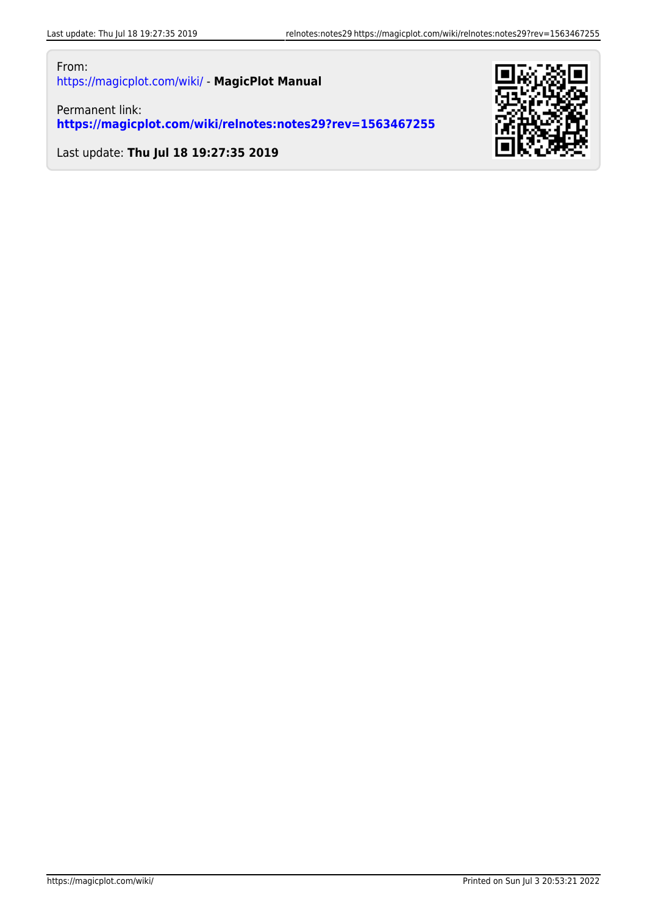From:
https://magicplot.com/wiki/ - **MagicPlot Manual**

Permanent link:
**https://magicplot.com/wiki/relnotes:notes29?rev=1563467255**

Last update: **Thu Jul 18 19:27:35 2019**